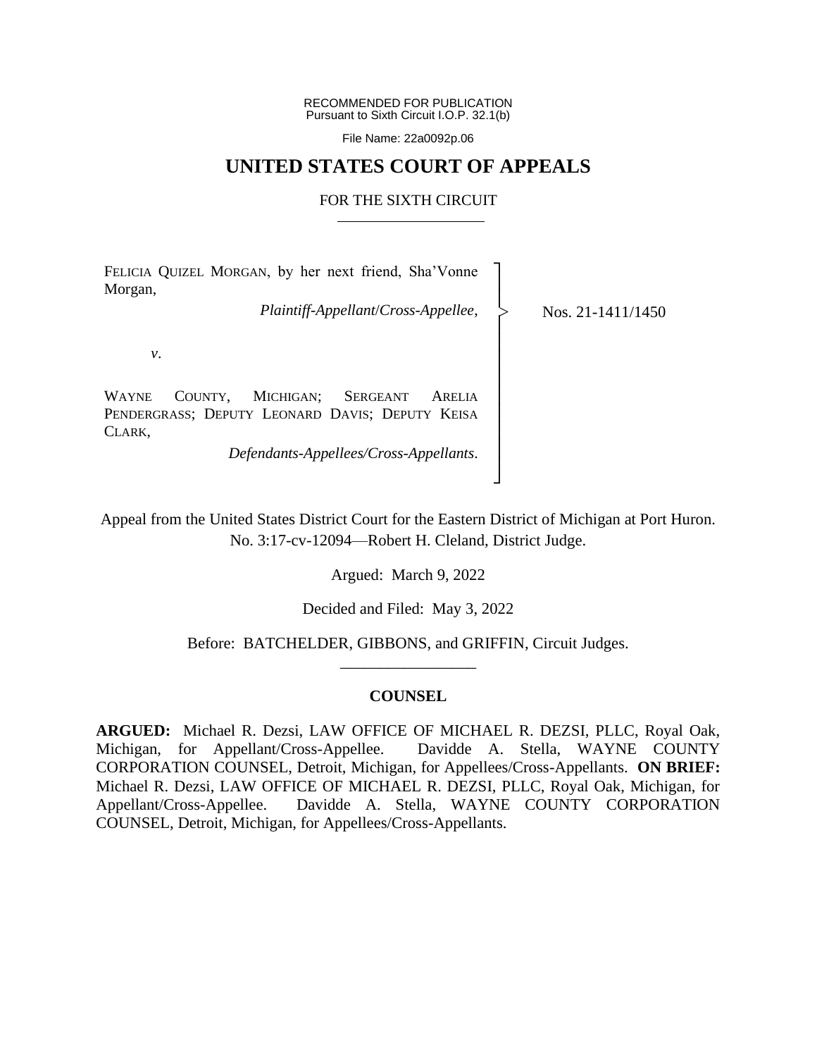RECOMMENDED FOR PUBLICATION
Pursuant to Sixth Circuit I.O.P. 32.1(b)

File Name: 22a0092p.06

# UNITED STATES COURT OF APPEALS

## FOR THE SIXTH CIRCUIT

FELICIA QUIZEL MORGAN, by her next friend, Sha'Vonne Morgan,

*Plaintiff-Appellant/Cross-Appellee*,

*v*.

WAYNE COUNTY, MICHIGAN; SERGEANT ARELIA PENDERGRASS; DEPUTY LEONARD DAVIS; DEPUTY KEISA CLARK,

*Defendants-Appellees/Cross-Appellants*.

Nos. 21-1411/1450

Appeal from the United States District Court for the Eastern District of Michigan at Port Huron.
No. 3:17-cv-12094—Robert H. Cleland, District Judge.

Argued: March 9, 2022

Decided and Filed: May 3, 2022

Before: BATCHELDER, GIBBONS, and GRIFFIN, Circuit Judges.

---

### COUNSEL

**ARGUED:** Michael R. Dezsi, LAW OFFICE OF MICHAEL R. DEZSI, PLLC, Royal Oak, Michigan, for Appellant/Cross-Appellee. Davidde A. Stella, WAYNE COUNTY CORPORATION COUNSEL, Detroit, Michigan, for Appellees/Cross-Appellants. **ON BRIEF:** Michael R. Dezsi, LAW OFFICE OF MICHAEL R. DEZSI, PLLC, Royal Oak, Michigan, for Appellant/Cross-Appellee. Davidde A. Stella, WAYNE COUNTY CORPORATION COUNSEL, Detroit, Michigan, for Appellees/Cross-Appellants.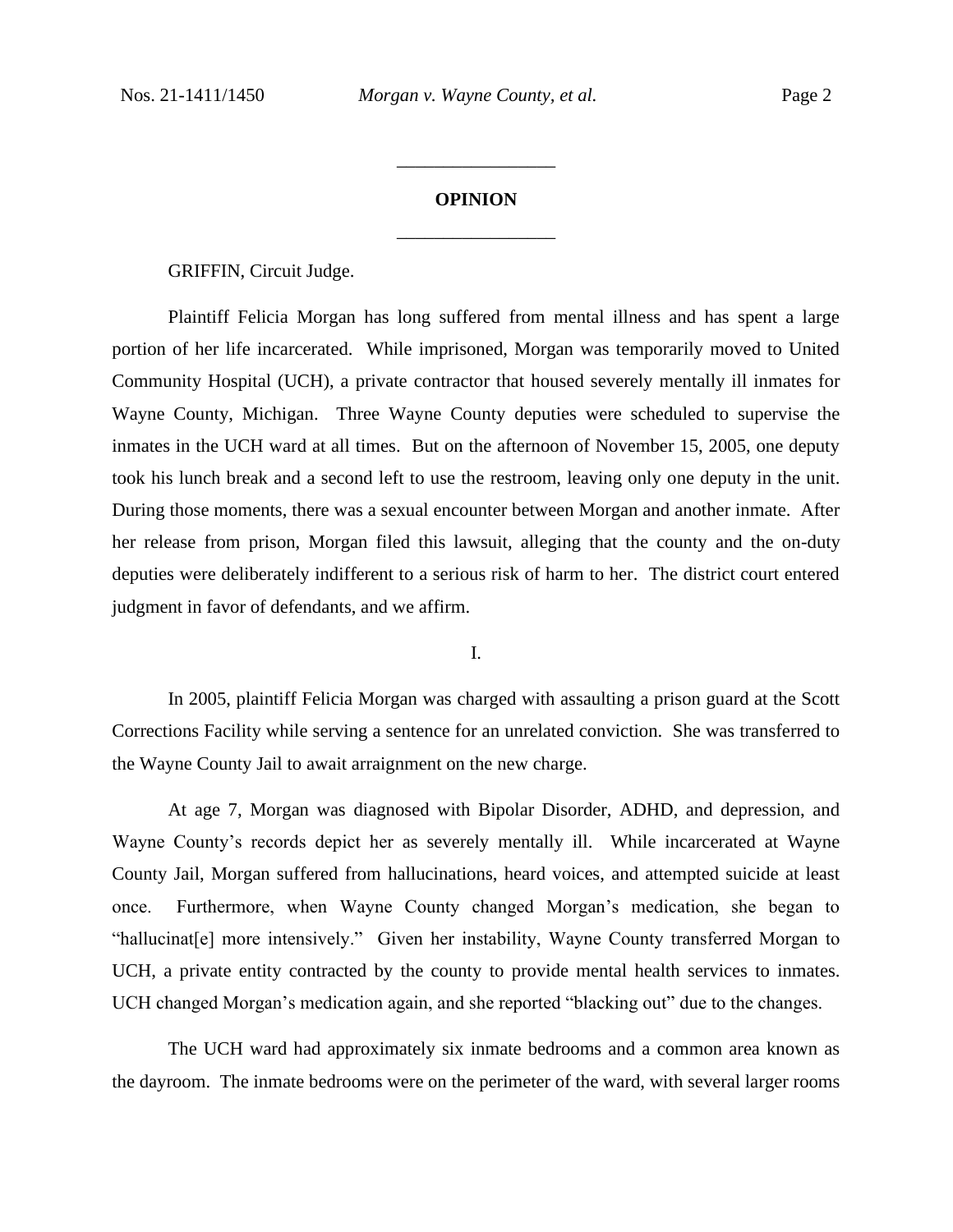## OPINION

GRIFFIN, Circuit Judge.

Plaintiff Felicia Morgan has long suffered from mental illness and has spent a large portion of her life incarcerated. While imprisoned, Morgan was temporarily moved to United Community Hospital (UCH), a private contractor that housed severely mentally ill inmates for Wayne County, Michigan. Three Wayne County deputies were scheduled to supervise the inmates in the UCH ward at all times. But on the afternoon of November 15, 2005, one deputy took his lunch break and a second left to use the restroom, leaving only one deputy in the unit. During those moments, there was a sexual encounter between Morgan and another inmate. After her release from prison, Morgan filed this lawsuit, alleging that the county and the on-duty deputies were deliberately indifferent to a serious risk of harm to her. The district court entered judgment in favor of defendants, and we affirm.

### I.

In 2005, plaintiff Felicia Morgan was charged with assaulting a prison guard at the Scott Corrections Facility while serving a sentence for an unrelated conviction. She was transferred to the Wayne County Jail to await arraignment on the new charge.

At age 7, Morgan was diagnosed with Bipolar Disorder, ADHD, and depression, and Wayne County's records depict her as severely mentally ill. While incarcerated at Wayne County Jail, Morgan suffered from hallucinations, heard voices, and attempted suicide at least once. Furthermore, when Wayne County changed Morgan's medication, she began to "hallucinat[e] more intensively." Given her instability, Wayne County transferred Morgan to UCH, a private entity contracted by the county to provide mental health services to inmates. UCH changed Morgan's medication again, and she reported "blacking out" due to the changes.

The UCH ward had approximately six inmate bedrooms and a common area known as the dayroom. The inmate bedrooms were on the perimeter of the ward, with several larger rooms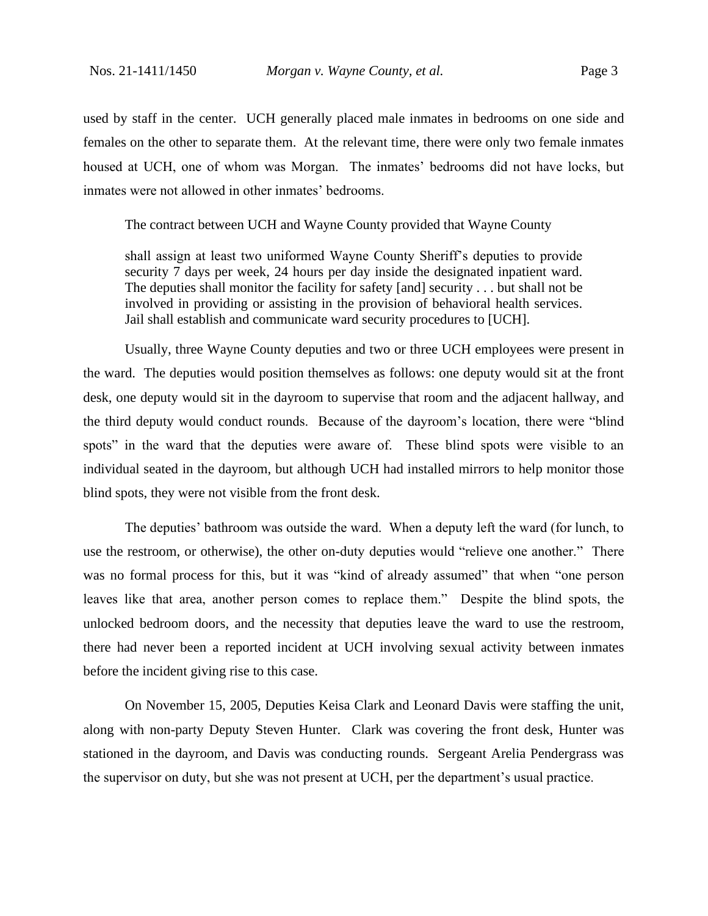used by staff in the center. UCH generally placed male inmates in bedrooms on one side and females on the other to separate them. At the relevant time, there were only two female inmates housed at UCH, one of whom was Morgan. The inmates' bedrooms did not have locks, but inmates were not allowed in other inmates' bedrooms.

The contract between UCH and Wayne County provided that Wayne County

> shall assign at least two uniformed Wayne County Sheriff's deputies to provide security 7 days per week, 24 hours per day inside the designated inpatient ward. The deputies shall monitor the facility for safety [and] security . . . but shall not be involved in providing or assisting in the provision of behavioral health services. Jail shall establish and communicate ward security procedures to [UCH].

Usually, three Wayne County deputies and two or three UCH employees were present in the ward. The deputies would position themselves as follows: one deputy would sit at the front desk, one deputy would sit in the dayroom to supervise that room and the adjacent hallway, and the third deputy would conduct rounds. Because of the dayroom's location, there were "blind spots" in the ward that the deputies were aware of. These blind spots were visible to an individual seated in the dayroom, but although UCH had installed mirrors to help monitor those blind spots, they were not visible from the front desk.

The deputies' bathroom was outside the ward. When a deputy left the ward (for lunch, to use the restroom, or otherwise), the other on-duty deputies would "relieve one another." There was no formal process for this, but it was "kind of already assumed" that when "one person leaves like that area, another person comes to replace them." Despite the blind spots, the unlocked bedroom doors, and the necessity that deputies leave the ward to use the restroom, there had never been a reported incident at UCH involving sexual activity between inmates before the incident giving rise to this case.

On November 15, 2005, Deputies Keisa Clark and Leonard Davis were staffing the unit, along with non-party Deputy Steven Hunter. Clark was covering the front desk, Hunter was stationed in the dayroom, and Davis was conducting rounds. Sergeant Arelia Pendergrass was the supervisor on duty, but she was not present at UCH, per the department's usual practice.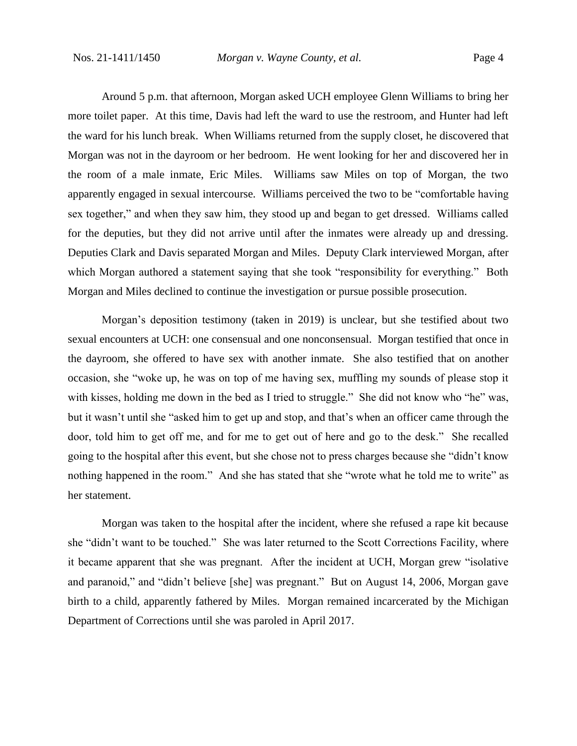Around 5 p.m. that afternoon, Morgan asked UCH employee Glenn Williams to bring her more toilet paper. At this time, Davis had left the ward to use the restroom, and Hunter had left the ward for his lunch break. When Williams returned from the supply closet, he discovered that Morgan was not in the dayroom or her bedroom. He went looking for her and discovered her in the room of a male inmate, Eric Miles. Williams saw Miles on top of Morgan, the two apparently engaged in sexual intercourse. Williams perceived the two to be "comfortable having sex together," and when they saw him, they stood up and began to get dressed. Williams called for the deputies, but they did not arrive until after the inmates were already up and dressing. Deputies Clark and Davis separated Morgan and Miles. Deputy Clark interviewed Morgan, after which Morgan authored a statement saying that she took "responsibility for everything." Both Morgan and Miles declined to continue the investigation or pursue possible prosecution.

Morgan's deposition testimony (taken in 2019) is unclear, but she testified about two sexual encounters at UCH: one consensual and one nonconsensual. Morgan testified that once in the dayroom, she offered to have sex with another inmate. She also testified that on another occasion, she "woke up, he was on top of me having sex, muffling my sounds of please stop it with kisses, holding me down in the bed as I tried to struggle." She did not know who "he" was, but it wasn't until she "asked him to get up and stop, and that's when an officer came through the door, told him to get off me, and for me to get out of here and go to the desk." She recalled going to the hospital after this event, but she chose not to press charges because she "didn't know nothing happened in the room." And she has stated that she "wrote what he told me to write" as her statement.

Morgan was taken to the hospital after the incident, where she refused a rape kit because she "didn't want to be touched." She was later returned to the Scott Corrections Facility, where it became apparent that she was pregnant. After the incident at UCH, Morgan grew "isolative and paranoid," and "didn't believe [she] was pregnant." But on August 14, 2006, Morgan gave birth to a child, apparently fathered by Miles. Morgan remained incarcerated by the Michigan Department of Corrections until she was paroled in April 2017.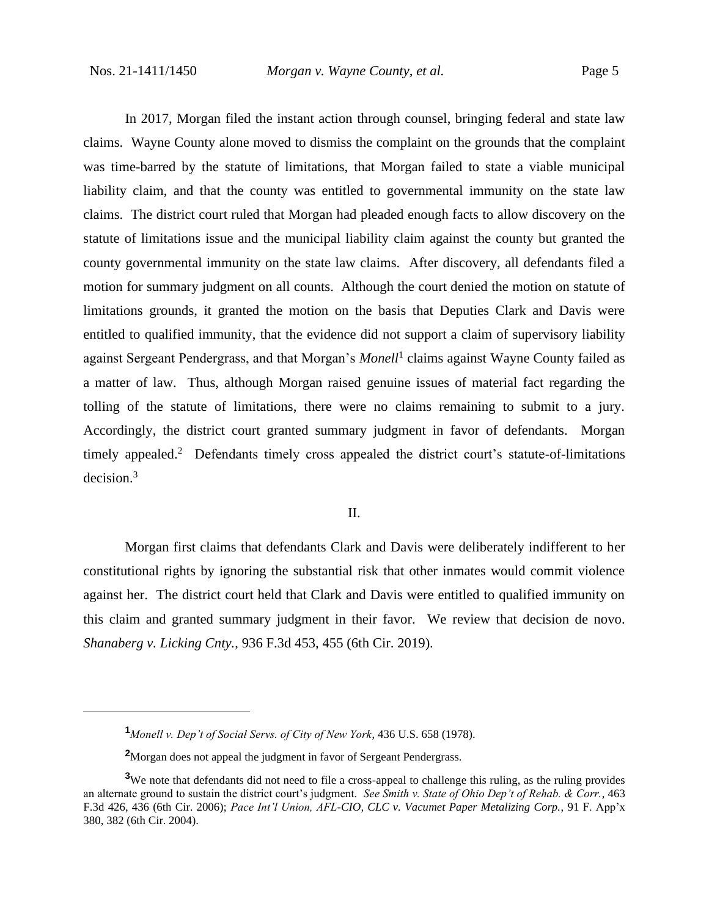In 2017, Morgan filed the instant action through counsel, bringing federal and state law claims. Wayne County alone moved to dismiss the complaint on the grounds that the complaint was time-barred by the statute of limitations, that Morgan failed to state a viable municipal liability claim, and that the county was entitled to governmental immunity on the state law claims. The district court ruled that Morgan had pleaded enough facts to allow discovery on the statute of limitations issue and the municipal liability claim against the county but granted the county governmental immunity on the state law claims. After discovery, all defendants filed a motion for summary judgment on all counts. Although the court denied the motion on statute of limitations grounds, it granted the motion on the basis that Deputies Clark and Davis were entitled to qualified immunity, that the evidence did not support a claim of supervisory liability against Sergeant Pendergrass, and that Morgan's *Monell*[1] claims against Wayne County failed as a matter of law. Thus, although Morgan raised genuine issues of material fact regarding the tolling of the statute of limitations, there were no claims remaining to submit to a jury. Accordingly, the district court granted summary judgment in favor of defendants. Morgan timely appealed.[2] Defendants timely cross appealed the district court's statute-of-limitations decision.[3]

## II.

Morgan first claims that defendants Clark and Davis were deliberately indifferent to her constitutional rights by ignoring the substantial risk that other inmates would commit violence against her. The district court held that Clark and Davis were entitled to qualified immunity on this claim and granted summary judgment in their favor. We review that decision de novo. *Shanaberg v. Licking Cnty.*, 936 F.3d 453, 455 (6th Cir. 2019).

---

[1] *Monell v. Dep't of Social Servs. of City of New York*, 436 U.S. 658 (1978).

[2] Morgan does not appeal the judgment in favor of Sergeant Pendergrass.

[3] We note that defendants did not need to file a cross-appeal to challenge this ruling, as the ruling provides an alternate ground to sustain the district court's judgment. *See Smith v. State of Ohio Dep't of Rehab. & Corr.*, 463 F.3d 426, 436 (6th Cir. 2006); *Pace Int'l Union, AFL-CIO, CLC v. Vacumet Paper Metalizing Corp.*, 91 F. App'x 380, 382 (6th Cir. 2004).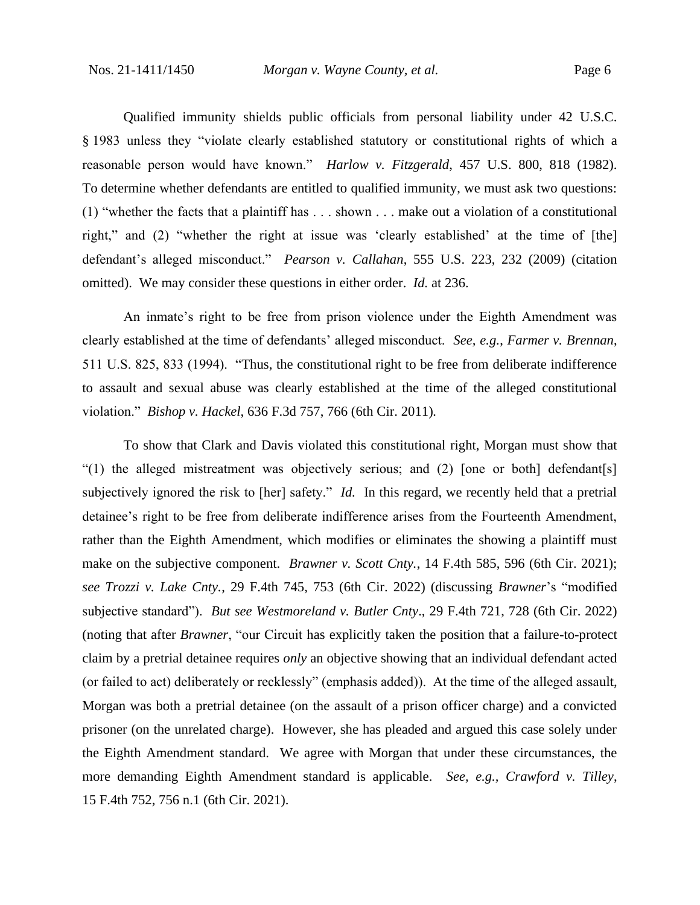Qualified immunity shields public officials from personal liability under 42 U.S.C. § 1983 unless they "violate clearly established statutory or constitutional rights of which a reasonable person would have known." *Harlow v. Fitzgerald*, 457 U.S. 800, 818 (1982). To determine whether defendants are entitled to qualified immunity, we must ask two questions: (1) "whether the facts that a plaintiff has . . . shown . . . make out a violation of a constitutional right," and (2) "whether the right at issue was 'clearly established' at the time of [the] defendant's alleged misconduct." *Pearson v. Callahan*, 555 U.S. 223, 232 (2009) (citation omitted). We may consider these questions in either order. *Id.* at 236.

An inmate's right to be free from prison violence under the Eighth Amendment was clearly established at the time of defendants' alleged misconduct. *See, e.g.*, *Farmer v. Brennan*, 511 U.S. 825, 833 (1994). "Thus, the constitutional right to be free from deliberate indifference to assault and sexual abuse was clearly established at the time of the alleged constitutional violation." *Bishop v. Hackel*, 636 F.3d 757, 766 (6th Cir. 2011).

To show that Clark and Davis violated this constitutional right, Morgan must show that "(1) the alleged mistreatment was objectively serious; and (2) [one or both] defendant[s] subjectively ignored the risk to [her] safety." *Id.* In this regard, we recently held that a pretrial detainee's right to be free from deliberate indifference arises from the Fourteenth Amendment, rather than the Eighth Amendment, which modifies or eliminates the showing a plaintiff must make on the subjective component. *Brawner v. Scott Cnty.*, 14 F.4th 585, 596 (6th Cir. 2021); *see Trozzi v. Lake Cnty.*, 29 F.4th 745, 753 (6th Cir. 2022) (discussing *Brawner*'s "modified subjective standard"). *But see Westmoreland v. Butler Cnty*., 29 F.4th 721, 728 (6th Cir. 2022) (noting that after *Brawner*, "our Circuit has explicitly taken the position that a failure-to-protect claim by a pretrial detainee requires *only* an objective showing that an individual defendant acted (or failed to act) deliberately or recklessly" (emphasis added)). At the time of the alleged assault, Morgan was both a pretrial detainee (on the assault of a prison officer charge) and a convicted prisoner (on the unrelated charge). However, she has pleaded and argued this case solely under the Eighth Amendment standard. We agree with Morgan that under these circumstances, the more demanding Eighth Amendment standard is applicable. *See, e.g.*, *Crawford v. Tilley*, 15 F.4th 752, 756 n.1 (6th Cir. 2021).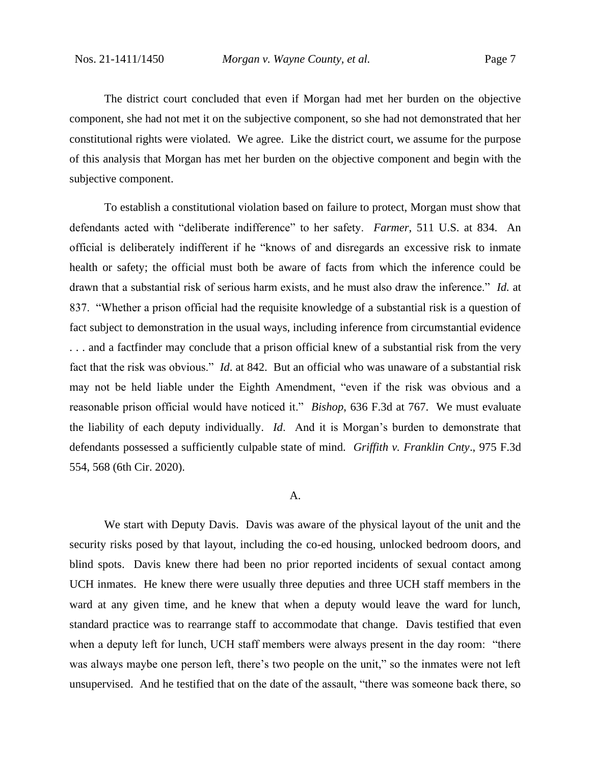The district court concluded that even if Morgan had met her burden on the objective component, she had not met it on the subjective component, so she had not demonstrated that her constitutional rights were violated. We agree. Like the district court, we assume for the purpose of this analysis that Morgan has met her burden on the objective component and begin with the subjective component.

To establish a constitutional violation based on failure to protect, Morgan must show that defendants acted with "deliberate indifference" to her safety. *Farmer*, 511 U.S. at 834. An official is deliberately indifferent if he "knows of and disregards an excessive risk to inmate health or safety; the official must both be aware of facts from which the inference could be drawn that a substantial risk of serious harm exists, and he must also draw the inference." *Id.* at 837. "Whether a prison official had the requisite knowledge of a substantial risk is a question of fact subject to demonstration in the usual ways, including inference from circumstantial evidence . . . and a factfinder may conclude that a prison official knew of a substantial risk from the very fact that the risk was obvious." *Id*. at 842. But an official who was unaware of a substantial risk may not be held liable under the Eighth Amendment, "even if the risk was obvious and a reasonable prison official would have noticed it." *Bishop*, 636 F.3d at 767. We must evaluate the liability of each deputy individually. *Id*. And it is Morgan's burden to demonstrate that defendants possessed a sufficiently culpable state of mind. *Griffith v. Franklin Cnty*., 975 F.3d 554, 568 (6th Cir. 2020).

A.

We start with Deputy Davis. Davis was aware of the physical layout of the unit and the security risks posed by that layout, including the co-ed housing, unlocked bedroom doors, and blind spots. Davis knew there had been no prior reported incidents of sexual contact among UCH inmates. He knew there were usually three deputies and three UCH staff members in the ward at any given time, and he knew that when a deputy would leave the ward for lunch, standard practice was to rearrange staff to accommodate that change. Davis testified that even when a deputy left for lunch, UCH staff members were always present in the day room: "there was always maybe one person left, there's two people on the unit," so the inmates were not left unsupervised. And he testified that on the date of the assault, "there was someone back there, so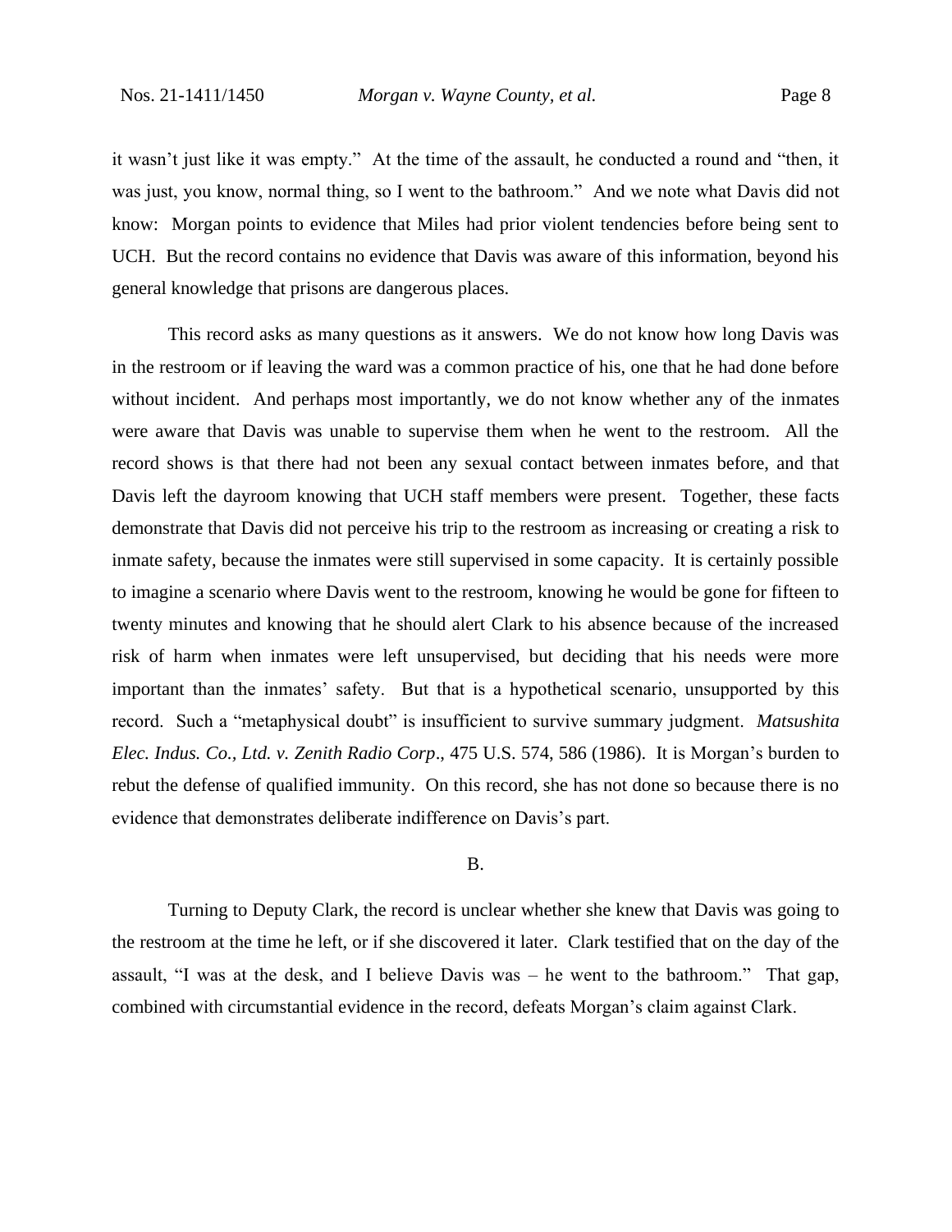it wasn't just like it was empty." At the time of the assault, he conducted a round and "then, it was just, you know, normal thing, so I went to the bathroom." And we note what Davis did not know: Morgan points to evidence that Miles had prior violent tendencies before being sent to UCH. But the record contains no evidence that Davis was aware of this information, beyond his general knowledge that prisons are dangerous places.

This record asks as many questions as it answers. We do not know how long Davis was in the restroom or if leaving the ward was a common practice of his, one that he had done before without incident. And perhaps most importantly, we do not know whether any of the inmates were aware that Davis was unable to supervise them when he went to the restroom. All the record shows is that there had not been any sexual contact between inmates before, and that Davis left the dayroom knowing that UCH staff members were present. Together, these facts demonstrate that Davis did not perceive his trip to the restroom as increasing or creating a risk to inmate safety, because the inmates were still supervised in some capacity. It is certainly possible to imagine a scenario where Davis went to the restroom, knowing he would be gone for fifteen to twenty minutes and knowing that he should alert Clark to his absence because of the increased risk of harm when inmates were left unsupervised, but deciding that his needs were more important than the inmates' safety. But that is a hypothetical scenario, unsupported by this record. Such a "metaphysical doubt" is insufficient to survive summary judgment. *Matsushita Elec. Indus. Co., Ltd. v. Zenith Radio Corp*., 475 U.S. 574, 586 (1986). It is Morgan's burden to rebut the defense of qualified immunity. On this record, she has not done so because there is no evidence that demonstrates deliberate indifference on Davis's part.

B.

Turning to Deputy Clark, the record is unclear whether she knew that Davis was going to the restroom at the time he left, or if she discovered it later. Clark testified that on the day of the assault, "I was at the desk, and I believe Davis was – he went to the bathroom." That gap, combined with circumstantial evidence in the record, defeats Morgan's claim against Clark.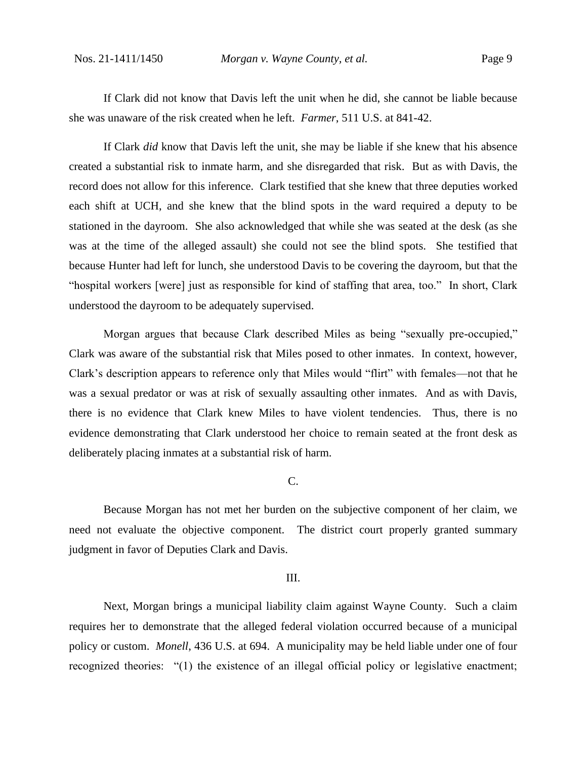If Clark did not know that Davis left the unit when he did, she cannot be liable because she was unaware of the risk created when he left. *Farmer*, 511 U.S. at 841-42.

If Clark *did* know that Davis left the unit, she may be liable if she knew that his absence created a substantial risk to inmate harm, and she disregarded that risk. But as with Davis, the record does not allow for this inference. Clark testified that she knew that three deputies worked each shift at UCH, and she knew that the blind spots in the ward required a deputy to be stationed in the dayroom. She also acknowledged that while she was seated at the desk (as she was at the time of the alleged assault) she could not see the blind spots. She testified that because Hunter had left for lunch, she understood Davis to be covering the dayroom, but that the "hospital workers [were] just as responsible for kind of staffing that area, too." In short, Clark understood the dayroom to be adequately supervised.

Morgan argues that because Clark described Miles as being "sexually pre-occupied," Clark was aware of the substantial risk that Miles posed to other inmates. In context, however, Clark's description appears to reference only that Miles would "flirt" with females—not that he was a sexual predator or was at risk of sexually assaulting other inmates. And as with Davis, there is no evidence that Clark knew Miles to have violent tendencies. Thus, there is no evidence demonstrating that Clark understood her choice to remain seated at the front desk as deliberately placing inmates at a substantial risk of harm.

### C.

Because Morgan has not met her burden on the subjective component of her claim, we need not evaluate the objective component. The district court properly granted summary judgment in favor of Deputies Clark and Davis.

## III.

Next, Morgan brings a municipal liability claim against Wayne County. Such a claim requires her to demonstrate that the alleged federal violation occurred because of a municipal policy or custom. *Monell*, 436 U.S. at 694. A municipality may be held liable under one of four recognized theories: "(1) the existence of an illegal official policy or legislative enactment;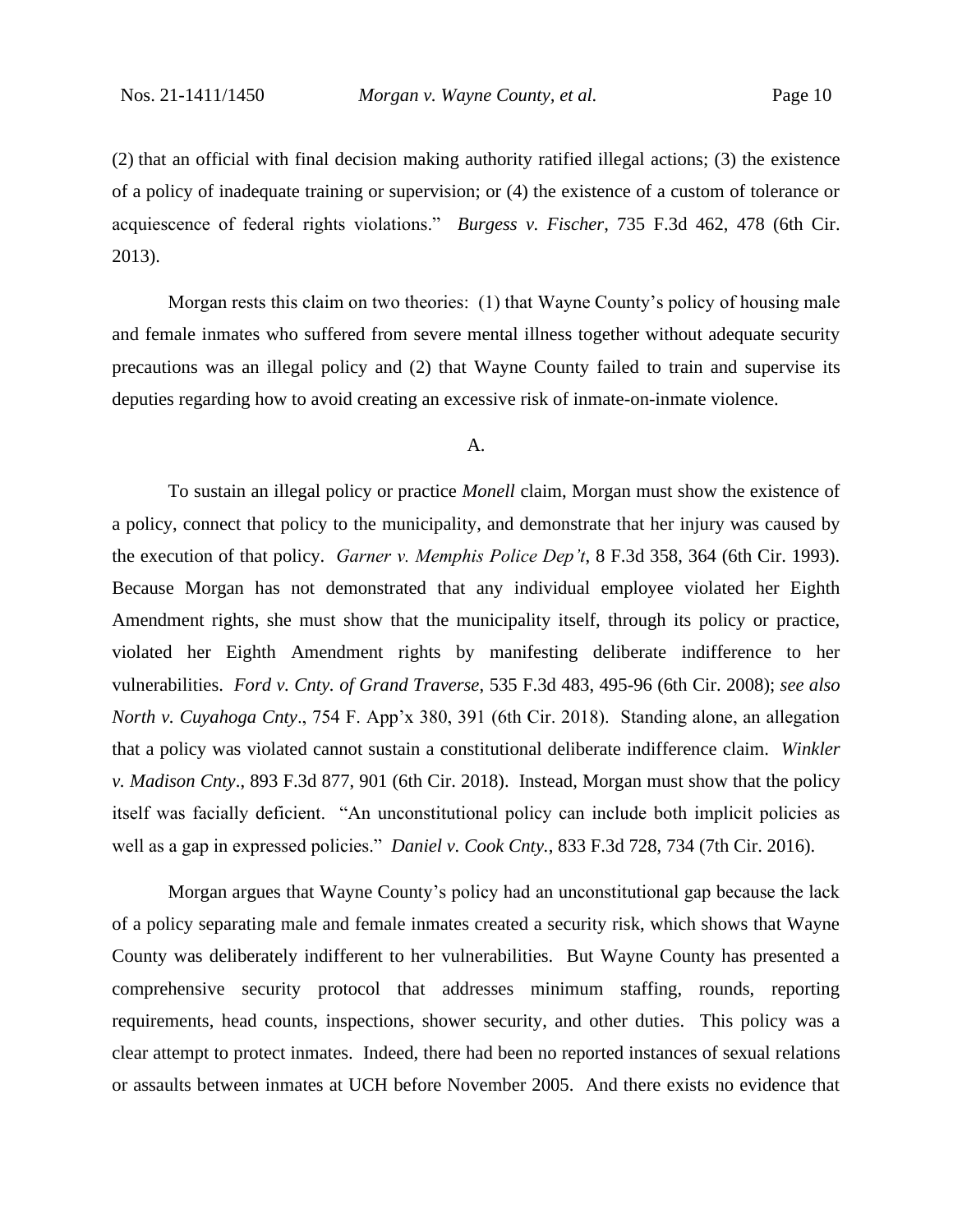(2) that an official with final decision making authority ratified illegal actions; (3) the existence of a policy of inadequate training or supervision; or (4) the existence of a custom of tolerance or acquiescence of federal rights violations." *Burgess v. Fischer*, 735 F.3d 462, 478 (6th Cir. 2013).

Morgan rests this claim on two theories: (1) that Wayne County's policy of housing male and female inmates who suffered from severe mental illness together without adequate security precautions was an illegal policy and (2) that Wayne County failed to train and supervise its deputies regarding how to avoid creating an excessive risk of inmate-on-inmate violence.

A.

To sustain an illegal policy or practice *Monell* claim, Morgan must show the existence of a policy, connect that policy to the municipality, and demonstrate that her injury was caused by the execution of that policy. *Garner v. Memphis Police Dep't*, 8 F.3d 358, 364 (6th Cir. 1993). Because Morgan has not demonstrated that any individual employee violated her Eighth Amendment rights, she must show that the municipality itself, through its policy or practice, violated her Eighth Amendment rights by manifesting deliberate indifference to her vulnerabilities. *Ford v. Cnty. of Grand Traverse*, 535 F.3d 483, 495-96 (6th Cir. 2008); *see also North v. Cuyahoga Cnty*., 754 F. App'x 380, 391 (6th Cir. 2018). Standing alone, an allegation that a policy was violated cannot sustain a constitutional deliberate indifference claim. *Winkler v. Madison Cnty*., 893 F.3d 877, 901 (6th Cir. 2018). Instead, Morgan must show that the policy itself was facially deficient. "An unconstitutional policy can include both implicit policies as well as a gap in expressed policies." *Daniel v. Cook Cnty.*, 833 F.3d 728, 734 (7th Cir. 2016).

Morgan argues that Wayne County's policy had an unconstitutional gap because the lack of a policy separating male and female inmates created a security risk, which shows that Wayne County was deliberately indifferent to her vulnerabilities. But Wayne County has presented a comprehensive security protocol that addresses minimum staffing, rounds, reporting requirements, head counts, inspections, shower security, and other duties. This policy was a clear attempt to protect inmates. Indeed, there had been no reported instances of sexual relations or assaults between inmates at UCH before November 2005. And there exists no evidence that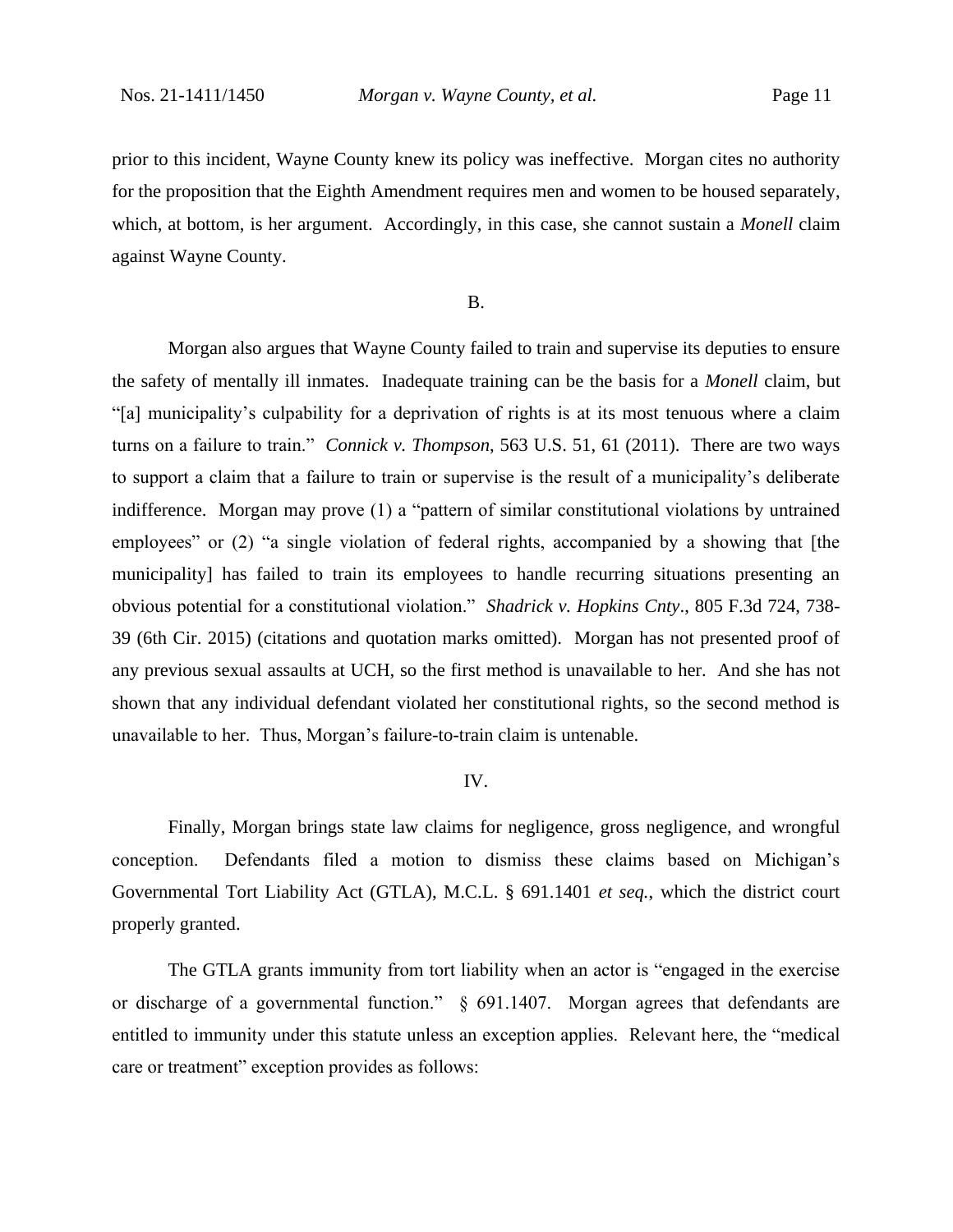prior to this incident, Wayne County knew its policy was ineffective. Morgan cites no authority for the proposition that the Eighth Amendment requires men and women to be housed separately, which, at bottom, is her argument. Accordingly, in this case, she cannot sustain a *Monell* claim against Wayne County.

B.

Morgan also argues that Wayne County failed to train and supervise its deputies to ensure the safety of mentally ill inmates. Inadequate training can be the basis for a *Monell* claim, but "[a] municipality's culpability for a deprivation of rights is at its most tenuous where a claim turns on a failure to train." *Connick v. Thompson*, 563 U.S. 51, 61 (2011). There are two ways to support a claim that a failure to train or supervise is the result of a municipality's deliberate indifference. Morgan may prove (1) a "pattern of similar constitutional violations by untrained employees" or (2) "a single violation of federal rights, accompanied by a showing that [the municipality] has failed to train its employees to handle recurring situations presenting an obvious potential for a constitutional violation." *Shadrick v. Hopkins Cnty*., 805 F.3d 724, 738-39 (6th Cir. 2015) (citations and quotation marks omitted). Morgan has not presented proof of any previous sexual assaults at UCH, so the first method is unavailable to her. And she has not shown that any individual defendant violated her constitutional rights, so the second method is unavailable to her. Thus, Morgan's failure-to-train claim is untenable.

IV.

Finally, Morgan brings state law claims for negligence, gross negligence, and wrongful conception. Defendants filed a motion to dismiss these claims based on Michigan's Governmental Tort Liability Act (GTLA), M.C.L. § 691.1401 *et seq.*, which the district court properly granted.

The GTLA grants immunity from tort liability when an actor is "engaged in the exercise or discharge of a governmental function." § 691.1407. Morgan agrees that defendants are entitled to immunity under this statute unless an exception applies. Relevant here, the "medical care or treatment" exception provides as follows: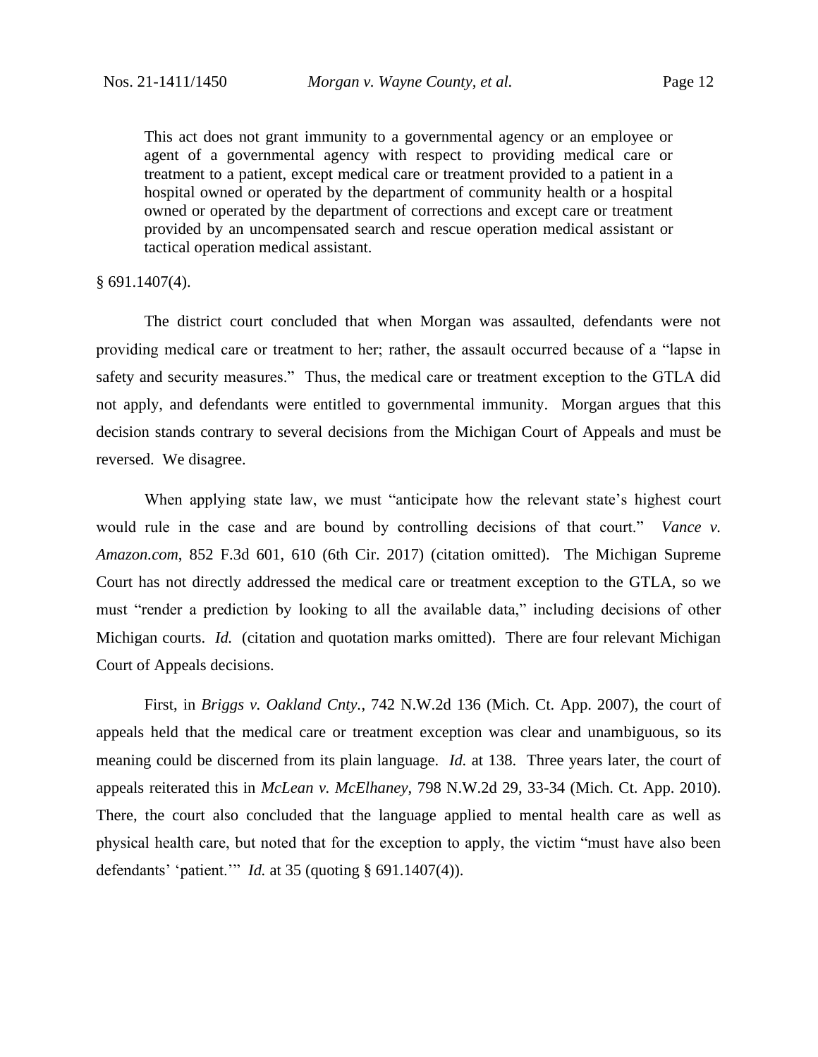> This act does not grant immunity to a governmental agency or an employee or agent of a governmental agency with respect to providing medical care or treatment to a patient, except medical care or treatment provided to a patient in a hospital owned or operated by the department of community health or a hospital owned or operated by the department of corrections and except care or treatment provided by an uncompensated search and rescue operation medical assistant or tactical operation medical assistant.

§ 691.1407(4).

The district court concluded that when Morgan was assaulted, defendants were not providing medical care or treatment to her; rather, the assault occurred because of a "lapse in safety and security measures." Thus, the medical care or treatment exception to the GTLA did not apply, and defendants were entitled to governmental immunity. Morgan argues that this decision stands contrary to several decisions from the Michigan Court of Appeals and must be reversed. We disagree.

When applying state law, we must "anticipate how the relevant state's highest court would rule in the case and are bound by controlling decisions of that court." *Vance v. Amazon.com*, 852 F.3d 601, 610 (6th Cir. 2017) (citation omitted). The Michigan Supreme Court has not directly addressed the medical care or treatment exception to the GTLA, so we must "render a prediction by looking to all the available data," including decisions of other Michigan courts. *Id.* (citation and quotation marks omitted). There are four relevant Michigan Court of Appeals decisions.

First, in *Briggs v. Oakland Cnty.*, 742 N.W.2d 136 (Mich. Ct. App. 2007), the court of appeals held that the medical care or treatment exception was clear and unambiguous, so its meaning could be discerned from its plain language. *Id.* at 138. Three years later, the court of appeals reiterated this in *McLean v. McElhaney*, 798 N.W.2d 29, 33-34 (Mich. Ct. App. 2010). There, the court also concluded that the language applied to mental health care as well as physical health care, but noted that for the exception to apply, the victim "must have also been defendants' 'patient.'" *Id.* at 35 (quoting § 691.1407(4)).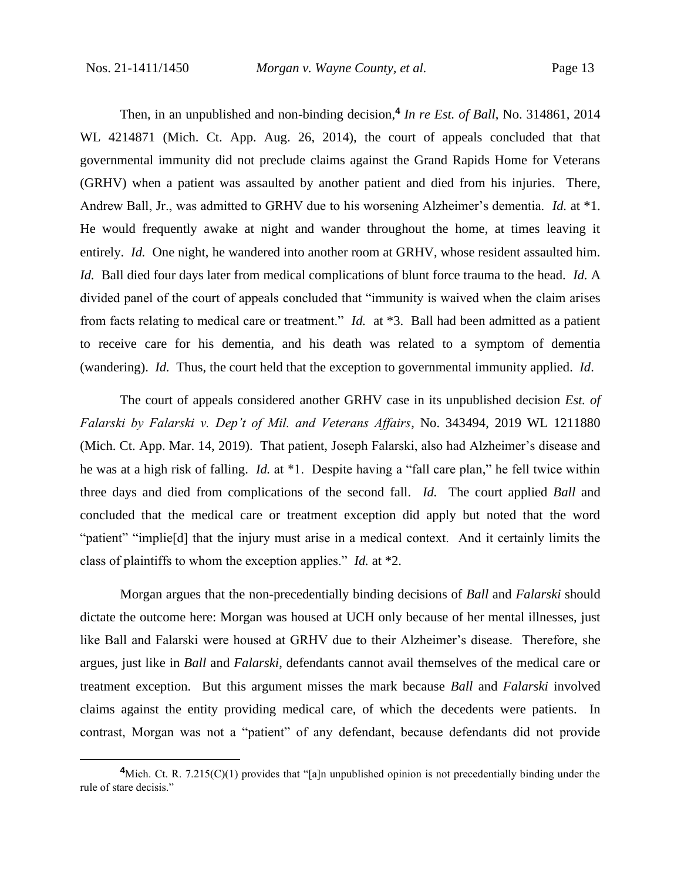Then, in an unpublished and non-binding decision,[4] *In re Est. of Ball*, No. 314861, 2014 WL 4214871 (Mich. Ct. App. Aug. 26, 2014), the court of appeals concluded that that governmental immunity did not preclude claims against the Grand Rapids Home for Veterans (GRHV) when a patient was assaulted by another patient and died from his injuries. There, Andrew Ball, Jr., was admitted to GRHV due to his worsening Alzheimer's dementia. *Id.* at *1. He would frequently awake at night and wander throughout the home, at times leaving it entirely. *Id.* One night, he wandered into another room at GRHV, whose resident assaulted him. *Id.* Ball died four days later from medical complications of blunt force trauma to the head. *Id.* A divided panel of the court of appeals concluded that "immunity is waived when the claim arises from facts relating to medical care or treatment." *Id.* at *3. Ball had been admitted as a patient to receive care for his dementia, and his death was related to a symptom of dementia (wandering). *Id.* Thus, the court held that the exception to governmental immunity applied. *Id*.

The court of appeals considered another GRHV case in its unpublished decision *Est. of Falarski by Falarski v. Dep't of Mil. and Veterans Affairs*, No. 343494, 2019 WL 1211880 (Mich. Ct. App. Mar. 14, 2019). That patient, Joseph Falarski, also had Alzheimer's disease and he was at a high risk of falling. *Id.* at *1. Despite having a "fall care plan," he fell twice within three days and died from complications of the second fall. *Id.* The court applied *Ball* and concluded that the medical care or treatment exception did apply but noted that the word "patient" "implie[d] that the injury must arise in a medical context. And it certainly limits the class of plaintiffs to whom the exception applies." *Id.* at *2.

Morgan argues that the non-precedentially binding decisions of *Ball* and *Falarski* should dictate the outcome here: Morgan was housed at UCH only because of her mental illnesses, just like Ball and Falarski were housed at GRHV due to their Alzheimer's disease. Therefore, she argues, just like in *Ball* and *Falarski*, defendants cannot avail themselves of the medical care or treatment exception. But this argument misses the mark because *Ball* and *Falarski* involved claims against the entity providing medical care, of which the decedents were patients. In contrast, Morgan was not a "patient" of any defendant, because defendants did not provide

---

[4] Mich. Ct. R. 7.215(C)(1) provides that "[a]n unpublished opinion is not precedentially binding under the rule of stare decisis."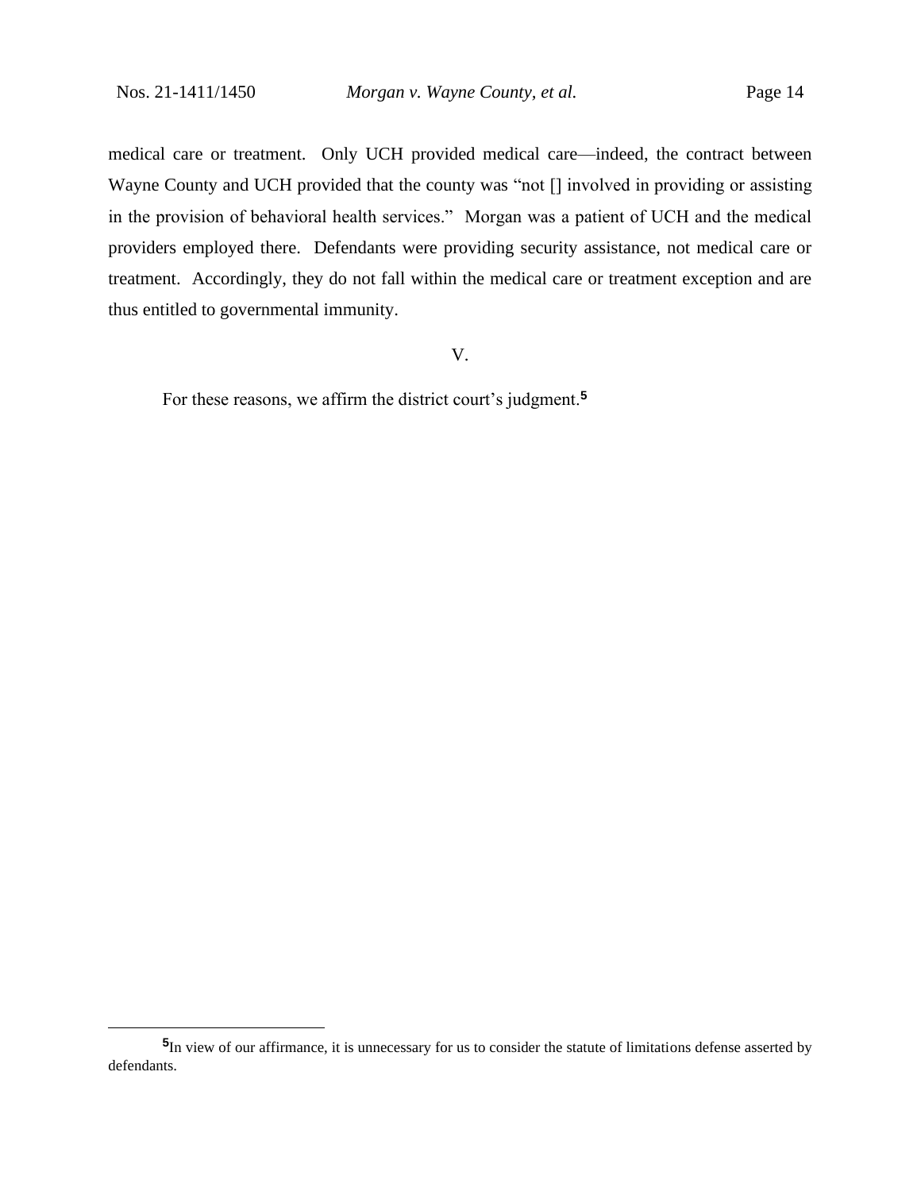medical care or treatment. Only UCH provided medical care—indeed, the contract between Wayne County and UCH provided that the county was "not [] involved in providing or assisting in the provision of behavioral health services." Morgan was a patient of UCH and the medical providers employed there. Defendants were providing security assistance, not medical care or treatment. Accordingly, they do not fall within the medical care or treatment exception and are thus entitled to governmental immunity.

V.

For these reasons, we affirm the district court's judgment.[5]

---

[5] In view of our affirmance, it is unnecessary for us to consider the statute of limitations defense asserted by defendants.